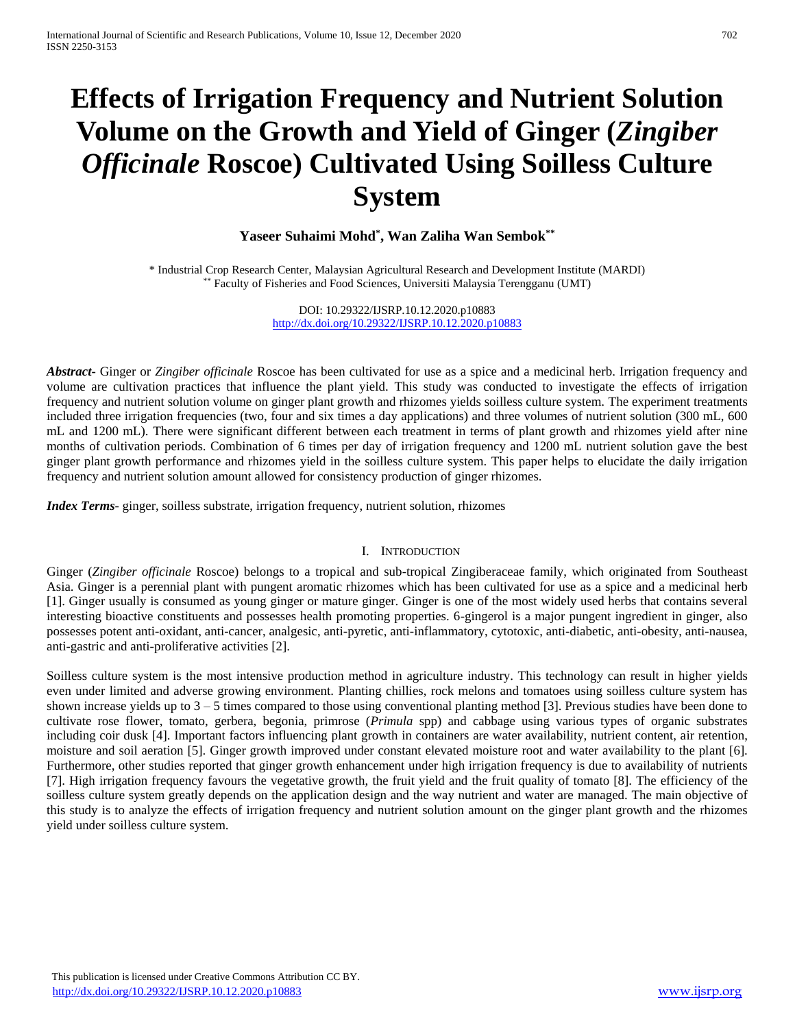# Effects of Irrigation Frequency and Nutrient Solution Volume on the Growth and Yield of Ginger (*Zingiber Officinale* Roscoe) Cultivated Using Soilless Culture System

**Yaseer Suhaimi Mohd[*], Wan Zaliha Wan Sembok[**]**

[*] Industrial Crop Research Center, Malaysian Agricultural Research and Development Institute (MARDI)
[**] Faculty of Fisheries and Food Sciences, Universiti Malaysia Terengganu (UMT)

DOI: 10.29322/IJSRP.10.12.2020.p10883
http://dx.doi.org/10.29322/IJSRP.10.12.2020.p10883

***Abstract-*** Ginger or *Zingiber officinale* Roscoe has been cultivated for use as a spice and a medicinal herb. Irrigation frequency and volume are cultivation practices that influence the plant yield. This study was conducted to investigate the effects of irrigation frequency and nutrient solution volume on ginger plant growth and rhizomes yields soilless culture system. The experiment treatments included three irrigation frequencies (two, four and six times a day applications) and three volumes of nutrient solution (300 mL, 600 mL and 1200 mL). There were significant different between each treatment in terms of plant growth and rhizomes yield after nine months of cultivation periods. Combination of 6 times per day of irrigation frequency and 1200 mL nutrient solution gave the best ginger plant growth performance and rhizomes yield in the soilless culture system. This paper helps to elucidate the daily irrigation frequency and nutrient solution amount allowed for consistency production of ginger rhizomes.

***Index Terms*-** ginger, soilless substrate, irrigation frequency, nutrient solution, rhizomes

## I. Introduction

Ginger (*Zingiber officinale* Roscoe) belongs to a tropical and sub-tropical Zingiberaceae family, which originated from Southeast Asia. Ginger is a perennial plant with pungent aromatic rhizomes which has been cultivated for use as a spice and a medicinal herb [1]. Ginger usually is consumed as young ginger or mature ginger. Ginger is one of the most widely used herbs that contains several interesting bioactive constituents and possesses health promoting properties. 6-gingerol is a major pungent ingredient in ginger, also possesses potent anti-oxidant, anti-cancer, analgesic, anti-pyretic, anti-inflammatory, cytotoxic, anti-diabetic, anti-obesity, anti-nausea, anti-gastric and anti-proliferative activities [2].

Soilless culture system is the most intensive production method in agriculture industry. This technology can result in higher yields even under limited and adverse growing environment. Planting chillies, rock melons and tomatoes using soilless culture system has shown increase yields up to 3 – 5 times compared to those using conventional planting method [3]. Previous studies have been done to cultivate rose flower, tomato, gerbera, begonia, primrose (*Primula* spp) and cabbage using various types of organic substrates including coir dusk [4]. Important factors influencing plant growth in containers are water availability, nutrient content, air retention, moisture and soil aeration [5]. Ginger growth improved under constant elevated moisture root and water availability to the plant [6]. Furthermore, other studies reported that ginger growth enhancement under high irrigation frequency is due to availability of nutrients [7]. High irrigation frequency favours the vegetative growth, the fruit yield and the fruit quality of tomato [8]. The efficiency of the soilless culture system greatly depends on the application design and the way nutrient and water are managed. The main objective of this study is to analyze the effects of irrigation frequency and nutrient solution amount on the ginger plant growth and the rhizomes yield under soilless culture system.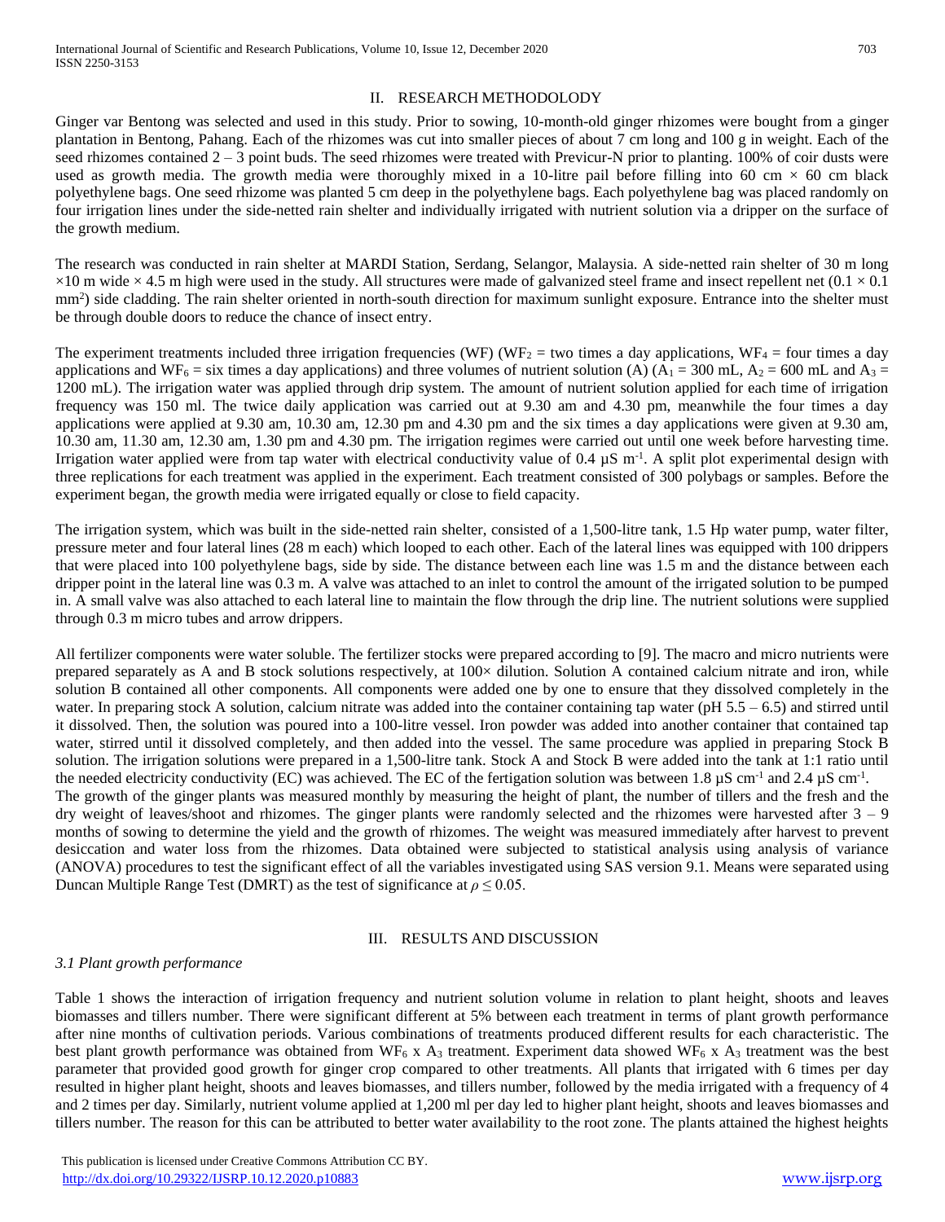## II. RESEARCH METHODOLODY

Ginger var Bentong was selected and used in this study. Prior to sowing, 10-month-old ginger rhizomes were bought from a ginger plantation in Bentong, Pahang. Each of the rhizomes was cut into smaller pieces of about 7 cm long and 100 g in weight. Each of the seed rhizomes contained 2 – 3 point buds. The seed rhizomes were treated with Previcur-N prior to planting. 100% of coir dusts were used as growth media. The growth media were thoroughly mixed in a 10-litre pail before filling into 60 cm × 60 cm black polyethylene bags. One seed rhizome was planted 5 cm deep in the polyethylene bags. Each polyethylene bag was placed randomly on four irrigation lines under the side-netted rain shelter and individually irrigated with nutrient solution via a dripper on the surface of the growth medium.

The research was conducted in rain shelter at MARDI Station, Serdang, Selangor, Malaysia. A side-netted rain shelter of 30 m long ×10 m wide × 4.5 m high were used in the study. All structures were made of galvanized steel frame and insect repellent net (0.1 × 0.1 $mm^2$) side cladding. The rain shelter oriented in north-south direction for maximum sunlight exposure. Entrance into the shelter must be through double doors to reduce the chance of insect entry.

The experiment treatments included three irrigation frequencies (WF) ($WF_2$ = two times a day applications, $WF_4$ = four times a day applications and $WF_6$ = six times a day applications) and three volumes of nutrient solution (A) ($A_1$ = 300 mL, $A_2$ = 600 mL and $A_3$ = 1200 mL). The irrigation water was applied through drip system. The amount of nutrient solution applied for each time of irrigation frequency was 150 ml. The twice daily application was carried out at 9.30 am and 4.30 pm, meanwhile the four times a day applications were applied at 9.30 am, 10.30 am, 12.30 pm and 4.30 pm and the six times a day applications were given at 9.30 am, 10.30 am, 11.30 am, 12.30 am, 1.30 pm and 4.30 pm. The irrigation regimes were carried out until one week before harvesting time. Irrigation water applied were from tap water with electrical conductivity value of 0.4 µS $m^{-1}$. A split plot experimental design with three replications for each treatment was applied in the experiment. Each treatment consisted of 300 polybags or samples. Before the experiment began, the growth media were irrigated equally or close to field capacity.

The irrigation system, which was built in the side-netted rain shelter, consisted of a 1,500-litre tank, 1.5 Hp water pump, water filter, pressure meter and four lateral lines (28 m each) which looped to each other. Each of the lateral lines was equipped with 100 drippers that were placed into 100 polyethylene bags, side by side. The distance between each line was 1.5 m and the distance between each dripper point in the lateral line was 0.3 m. A valve was attached to an inlet to control the amount of the irrigated solution to be pumped in. A small valve was also attached to each lateral line to maintain the flow through the drip line. The nutrient solutions were supplied through 0.3 m micro tubes and arrow drippers.

All fertilizer components were water soluble. The fertilizer stocks were prepared according to [9]. The macro and micro nutrients were prepared separately as A and B stock solutions respectively, at 100× dilution. Solution A contained calcium nitrate and iron, while solution B contained all other components. All components were added one by one to ensure that they dissolved completely in the water. In preparing stock A solution, calcium nitrate was added into the container containing tap water (pH 5.5 – 6.5) and stirred until it dissolved. Then, the solution was poured into a 100-litre vessel. Iron powder was added into another container that contained tap water, stirred until it dissolved completely, and then added into the vessel. The same procedure was applied in preparing Stock B solution. The irrigation solutions were prepared in a 1,500-litre tank. Stock A and Stock B were added into the tank at 1:1 ratio until the needed electricity conductivity (EC) was achieved. The EC of the fertigation solution was between 1.8 µS $cm^{-1}$ and 2.4 µS $cm^{-1}$.

The growth of the ginger plants was measured monthly by measuring the height of plant, the number of tillers and the fresh and the dry weight of leaves/shoot and rhizomes. The ginger plants were randomly selected and the rhizomes were harvested after 3 – 9 months of sowing to determine the yield and the growth of rhizomes. The weight was measured immediately after harvest to prevent desiccation and water loss from the rhizomes. Data obtained were subjected to statistical analysis using analysis of variance (ANOVA) procedures to test the significant effect of all the variables investigated using SAS version 9.1. Means were separated using Duncan Multiple Range Test (DMRT) as the test of significance at $\rho \leq 0.05$.

## III. RESULTS AND DISCUSSION

### *3.1 Plant growth performance*

Table 1 shows the interaction of irrigation frequency and nutrient solution volume in relation to plant height, shoots and leaves biomasses and tillers number. There were significant different at 5% between each treatment in terms of plant growth performance after nine months of cultivation periods. Various combinations of treatments produced different results for each characteristic. The best plant growth performance was obtained from $WF_6$ x $A_3$ treatment. Experiment data showed $WF_6$ x $A_3$ treatment was the best parameter that provided good growth for ginger crop compared to other treatments. All plants that irrigated with 6 times per day resulted in higher plant height, shoots and leaves biomasses, and tillers number, followed by the media irrigated with a frequency of 4 and 2 times per day. Similarly, nutrient volume applied at 1,200 ml per day led to higher plant height, shoots and leaves biomasses and tillers number. The reason for this can be attributed to better water availability to the root zone. The plants attained the highest heights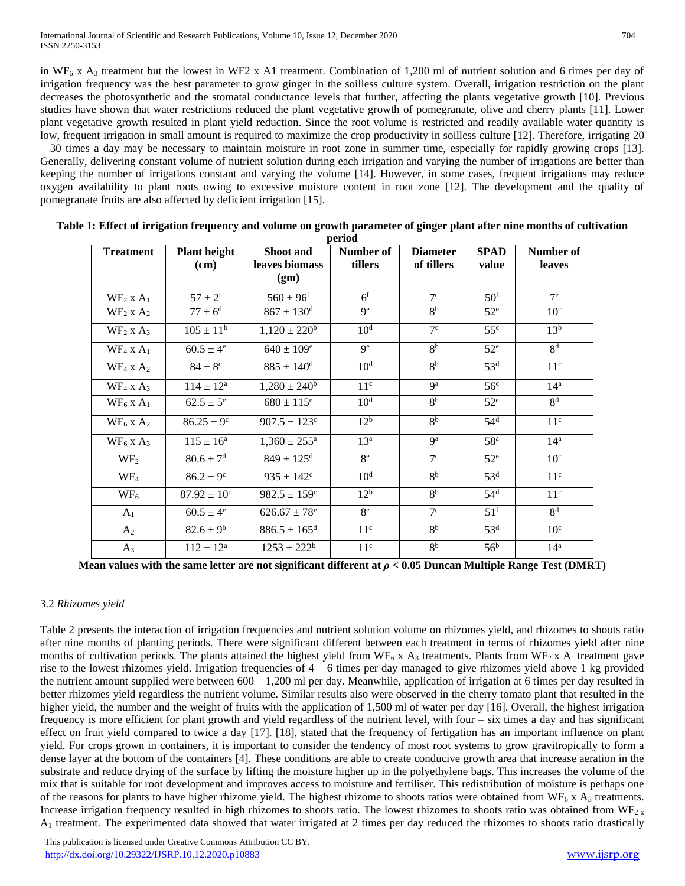in $WF_6 \times A_3$ treatment but the lowest in WF2 x A1 treatment. Combination of 1,200 ml of nutrient solution and 6 times per day of irrigation frequency was the best parameter to grow ginger in the soilless culture system. Overall, irrigation restriction on the plant decreases the photosynthetic and the stomatal conductance levels that further, affecting the plants vegetative growth [10]. Previous studies have shown that water restrictions reduced the plant vegetative growth of pomegranate, olive and cherry plants [11]. Lower plant vegetative growth resulted in plant yield reduction. Since the root volume is restricted and readily available water quantity is low, frequent irrigation in small amount is required to maximize the crop productivity in soilless culture [12]. Therefore, irrigating 20 – 30 times a day may be necessary to maintain moisture in root zone in summer time, especially for rapidly growing crops [13]. Generally, delivering constant volume of nutrient solution during each irrigation and varying the number of irrigations are better than keeping the number of irrigations constant and varying the volume [14]. However, in some cases, frequent irrigations may reduce oxygen availability to plant roots owing to excessive moisture content in root zone [12]. The development and the quality of pomegranate fruits are also affected by deficient irrigation [15].

**Table 1: Effect of irrigation frequency and volume on growth parameter of ginger plant after nine months of cultivation period**

| Treatment | Plant height (cm) | Shoot and leaves biomass (gm) | Number of tillers | Diameter of tillers | SPAD value | Number of leaves |
|---|---|---|---|---|---|---|
| $WF_2 \times A_1$ | $57 \pm 2^{f}$ | $560 \pm 96^{f}$ | $6^{f}$ | $7^{c}$ | $50^{f}$ | $7^{e}$ |
| $WF_2 \times A_2$ | $77 \pm 6^{d}$ | $867 \pm 130^{d}$ | $9^{e}$ | $8^{b}$ | $52^{e}$ | $10^{c}$ |
| $WF_2 \times A_3$ | $105 \pm 11^{b}$ | $1,120 \pm 220^{b}$ | $10^{d}$ | $7^{c}$ | $55^{c}$ | $13^{b}$ |
| $WF_4 \times A_1$ | $60.5 \pm 4^{e}$ | $640 \pm 109^{e}$ | $9^{e}$ | $8^{b}$ | $52^{e}$ | $8^{d}$ |
| $WF_4 \times A_2$ | $84 \pm 8^{c}$ | $885 \pm 140^{d}$ | $10^{d}$ | $8^{b}$ | $53^{d}$ | $11^{c}$ |
| $WF_4 \times A_3$ | $114 \pm 12^{a}$ | $1,280 \pm 240^{b}$ | $11^{c}$ | $9^{a}$ | $56^{c}$ | $14^{a}$ |
| $WF_6 \times A_1$ | $62.5 \pm 5^{e}$ | $680 \pm 115^{e}$ | $10^{d}$ | $8^{b}$ | $52^{e}$ | $8^{d}$ |
| $WF_6 \times A_2$ | $86.25 \pm 9^{c}$ | $907.5 \pm 123^{c}$ | $12^{b}$ | $8^{b}$ | $54^{d}$ | $11^{c}$ |
| $WF_6 \times A_3$ | $115 \pm 16^{a}$ | $1,360 \pm 255^{a}$ | $13^{a}$ | $9^{a}$ | $58^{a}$ | $14^{a}$ |
| $WF_2$ | $80.6 \pm 7^{d}$ | $849 \pm 125^{d}$ | $8^{e}$ | $7^{c}$ | $52^{e}$ | $10^{c}$ |
| $WF_4$ | $86.2 \pm 9^{c}$ | $935 \pm 142^{c}$ | $10^{d}$ | $8^{b}$ | $53^{d}$ | $11^{c}$ |
| $WF_6$ | $87.92 \pm 10^{c}$ | $982.5 \pm 159^{c}$ | $12^{b}$ | $8^{b}$ | $54^{d}$ | $11^{c}$ |
| $A_1$ | $60.5 \pm 4^{e}$ | $626.67 \pm 78^{e}$ | $8^{e}$ | $7^{c}$ | $51^{f}$ | $8^{d}$ |
| $A_2$ | $82.6 \pm 9^{b}$ | $886.5 \pm 165^{d}$ | $11^{c}$ | $8^{b}$ | $53^{d}$ | $10^{c}$ |
| $A_3$ | $112 \pm 12^{a}$ | $1253 \pm 222^{b}$ | $11^{c}$ | $8^{b}$ | $56^{b}$ | $14^{a}$ |

**Mean values with the same letter are not significant different at $\rho < 0.05$ Duncan Multiple Range Test (DMRT)**

### 3.2 *Rhizomes yield*

Table 2 presents the interaction of irrigation frequencies and nutrient solution volume on rhizomes yield, and rhizomes to shoots ratio after nine months of planting periods. There were significant different between each treatment in terms of rhizomes yield after nine months of cultivation periods. The plants attained the highest yield from $WF_6 \times A_3$ treatments. Plants from $WF_2 \times A_1$ treatment gave rise to the lowest rhizomes yield. Irrigation frequencies of 4 – 6 times per day managed to give rhizomes yield above 1 kg provided the nutrient amount supplied were between 600 – 1,200 ml per day. Meanwhile, application of irrigation at 6 times per day resulted in better rhizomes yield regardless the nutrient volume. Similar results also were observed in the cherry tomato plant that resulted in the higher yield, the number and the weight of fruits with the application of 1,500 ml of water per day [16]. Overall, the highest irrigation frequency is more efficient for plant growth and yield regardless of the nutrient level, with four – six times a day and has significant effect on fruit yield compared to twice a day [17]. [18], stated that the frequency of fertigation has an important influence on plant yield. For crops grown in containers, it is important to consider the tendency of most root systems to grow gravitropically to form a dense layer at the bottom of the containers [4]. These conditions are able to create conducive growth area that increase aeration in the substrate and reduce drying of the surface by lifting the moisture higher up in the polyethylene bags. This increases the volume of the mix that is suitable for root development and improves access to moisture and fertiliser. This redistribution of moisture is perhaps one of the reasons for plants to have higher rhizome yield. The highest rhizome to shoots ratios were obtained from $WF_6 \times A_3$ treatments. Increase irrigation frequency resulted in high rhizomes to shoots ratio. The lowest rhizomes to shoots ratio was obtained from $WF_{2} \times A_1$ treatment. The experimented data showed that water irrigated at 2 times per day reduced the rhizomes to shoots ratio drastically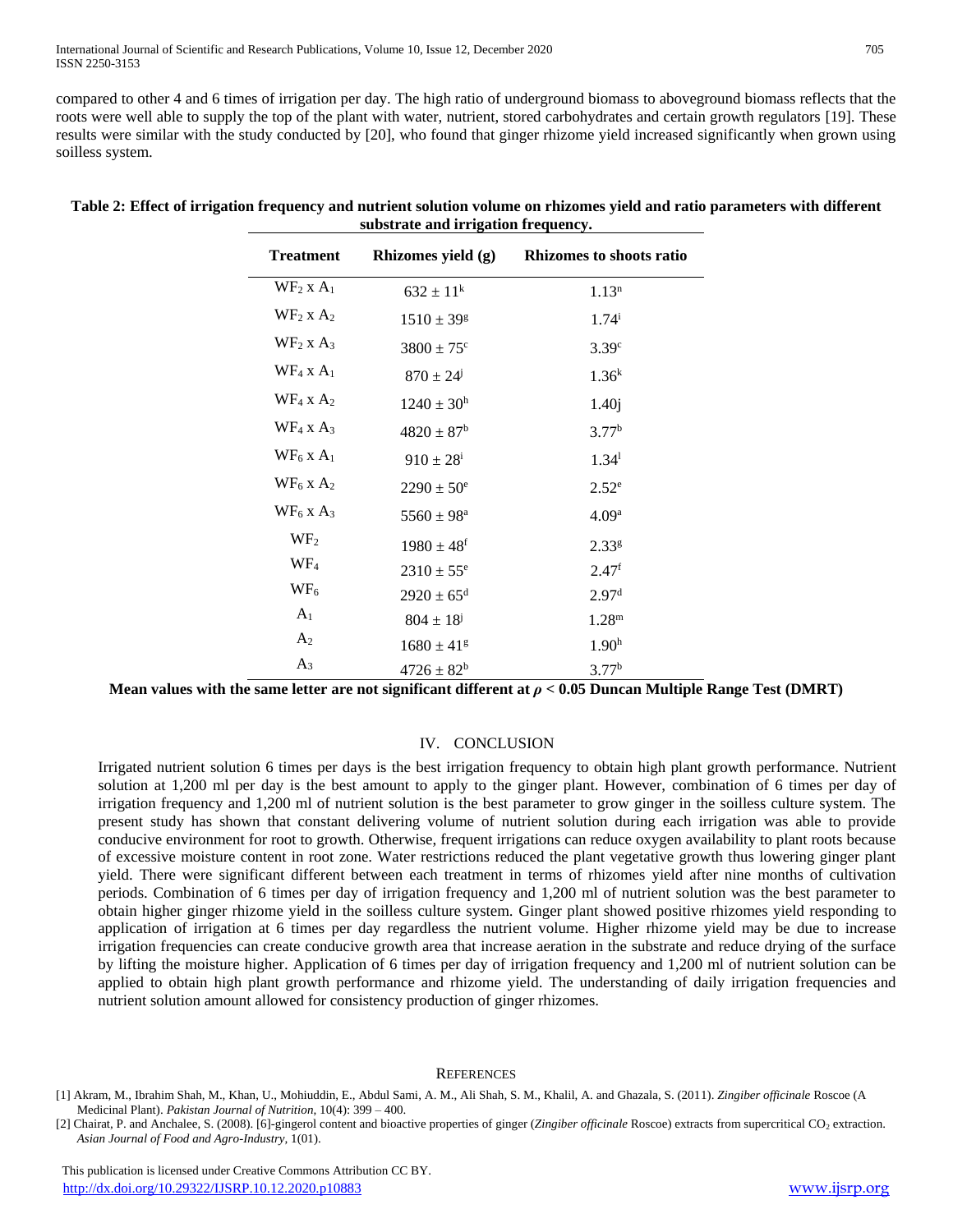compared to other 4 and 6 times of irrigation per day. The high ratio of underground biomass to aboveground biomass reflects that the roots were well able to supply the top of the plant with water, nutrient, stored carbohydrates and certain growth regulators [19]. These results were similar with the study conducted by [20], who found that ginger rhizome yield increased significantly when grown using soilless system.

**Table 2: Effect of irrigation frequency and nutrient solution volume on rhizomes yield and ratio parameters with different substrate and irrigation frequency.**

| Treatment | Rhizomes yield (g) | Rhizomes to shoots ratio |
|---|---|---|
| $WF_2$ x $A_1$ | $632 \pm 11^k$ | $1.13^n$ |
| $WF_2$ x $A_2$ | $1510 \pm 39^g$ | $1.74^i$ |
| $WF_2$ x $A_3$ | $3800 \pm 75^c$ | $3.39^c$ |
| $WF_4$ x $A_1$ | $870 \pm 24^j$ | $1.36^k$ |
| $WF_4$ x $A_2$ | $1240 \pm 30^h$ | 1.40j |
| $WF_4$ x $A_3$ | $4820 \pm 87^b$ | $3.77^b$ |
| $WF_6$ x $A_1$ | $910 \pm 28^i$ | $1.34^l$ |
| $WF_6$ x $A_2$ | $2290 \pm 50^e$ | $2.52^e$ |
| $WF_6$ x $A_3$ | $5560 \pm 98^a$ | $4.09^a$ |
| $WF_2$ | $1980 \pm 48^f$ | $2.33^g$ |
| $WF_4$ | $2310 \pm 55^e$ | $2.47^f$ |
| $WF_6$ | $2920 \pm 65^d$ | $2.97^d$ |
| $A_1$ | $804 \pm 18^j$ | $1.28^m$ |
| $A_2$ | $1680 \pm 41^g$ | $1.90^h$ |
| $A_3$ | $4726 \pm 82^b$ | $3.77^b$ |

**Mean values with the same letter are not significant different at $\rho < 0.05$ Duncan Multiple Range Test (DMRT)**

## IV. CONCLUSION

Irrigated nutrient solution 6 times per days is the best irrigation frequency to obtain high plant growth performance. Nutrient solution at 1,200 ml per day is the best amount to apply to the ginger plant. However, combination of 6 times per day of irrigation frequency and 1,200 ml of nutrient solution is the best parameter to grow ginger in the soilless culture system. The present study has shown that constant delivering volume of nutrient solution during each irrigation was able to provide conducive environment for root to growth. Otherwise, frequent irrigations can reduce oxygen availability to plant roots because of excessive moisture content in root zone. Water restrictions reduced the plant vegetative growth thus lowering ginger plant yield. There were significant different between each treatment in terms of rhizomes yield after nine months of cultivation periods. Combination of 6 times per day of irrigation frequency and 1,200 ml of nutrient solution was the best parameter to obtain higher ginger rhizome yield in the soilless culture system. Ginger plant showed positive rhizomes yield responding to application of irrigation at 6 times per day regardless the nutrient volume. Higher rhizome yield may be due to increase irrigation frequencies can create conducive growth area that increase aeration in the substrate and reduce drying of the surface by lifting the moisture higher. Application of 6 times per day of irrigation frequency and 1,200 ml of nutrient solution can be applied to obtain high plant growth performance and rhizome yield. The understanding of daily irrigation frequencies and nutrient solution amount allowed for consistency production of ginger rhizomes.

## REFERENCES

[1] Akram, M., Ibrahim Shah, M., Khan, U., Mohiuddin, E., Abdul Sami, A. M., Ali Shah, S. M., Khalil, A. and Ghazala, S. (2011). *Zingiber officinale* Roscoe (A Medicinal Plant). *Pakistan Journal of Nutrition*, 10(4): 399 – 400.

[2] Chairat, P. and Anchalee, S. (2008). [6]-gingerol content and bioactive properties of ginger (*Zingiber officinale* Roscoe) extracts from supercritical $CO_2$ extraction. *Asian Journal of Food and Agro-Industry*, 1(01).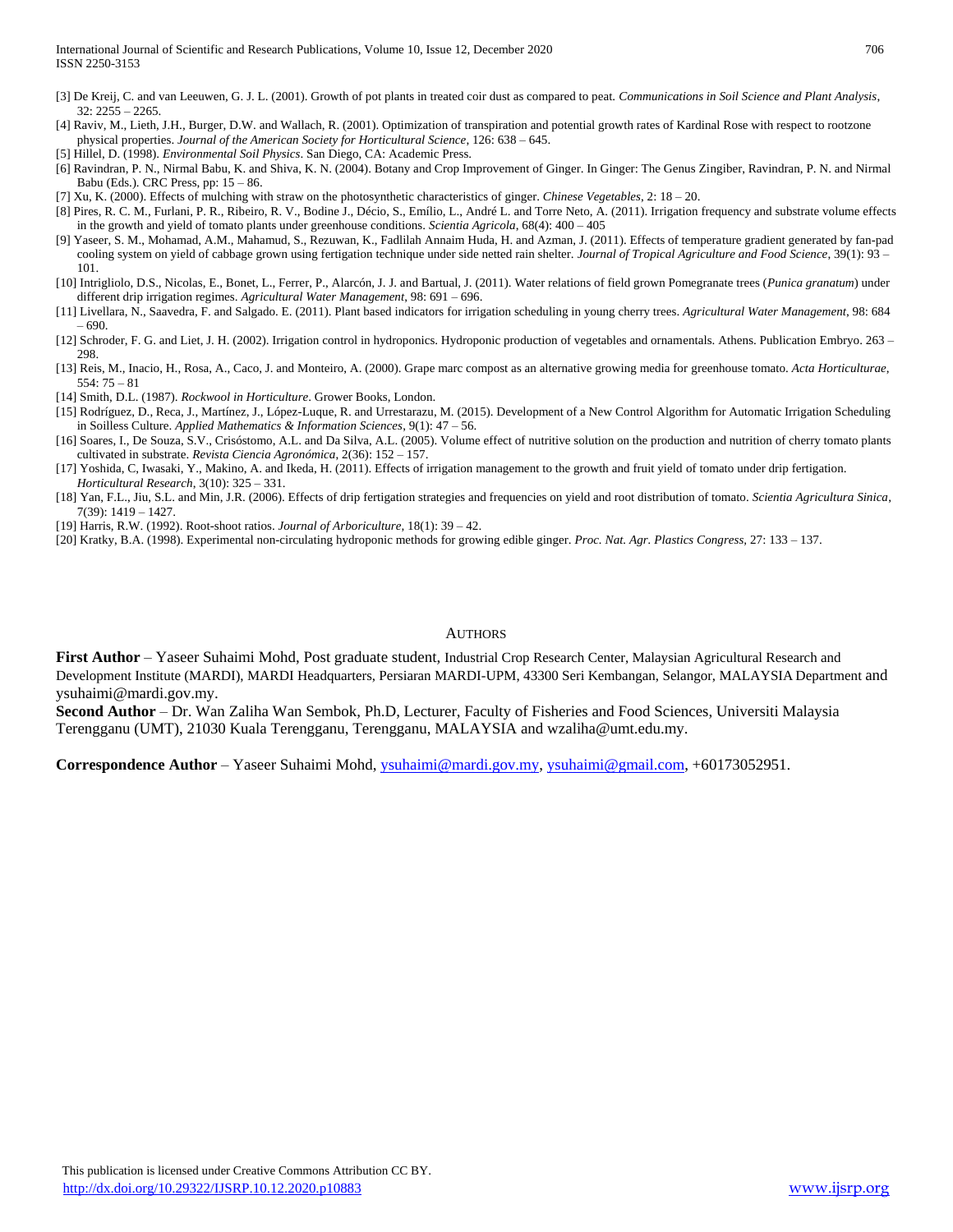[3] De Kreij, C. and van Leeuwen, G. J. L. (2001). Growth of pot plants in treated coir dust as compared to peat. *Communications in Soil Science and Plant Analysis*, 32: 2255 – 2265.

[4] Raviv, M., Lieth, J.H., Burger, D.W. and Wallach, R. (2001). Optimization of transpiration and potential growth rates of Kardinal Rose with respect to rootzone physical properties. *Journal of the American Society for Horticultural Science*, 126: 638 – 645.

[5] Hillel, D. (1998). *Environmental Soil Physics*. San Diego, CA: Academic Press.

[6] Ravindran, P. N., Nirmal Babu, K. and Shiva, K. N. (2004). Botany and Crop Improvement of Ginger. In Ginger: The Genus Zingiber, Ravindran, P. N. and Nirmal Babu (Eds.). CRC Press, pp: 15 – 86.

[7] Xu, K. (2000). Effects of mulching with straw on the photosynthetic characteristics of ginger. *Chinese Vegetables*, 2: 18 – 20.

[8] Pires, R. C. M., Furlani, P. R., Ribeiro, R. V., Bodine J., Décio, S., Emílio, L., André L. and Torre Neto, A. (2011). Irrigation frequency and substrate volume effects in the growth and yield of tomato plants under greenhouse conditions. *Scientia Agricola*, 68(4): 400 – 405

[9] Yaseer, S. M., Mohamad, A.M., Mahamud, S., Rezuwan, K., Fadlilah Annaim Huda, H. and Azman, J. (2011). Effects of temperature gradient generated by fan-pad cooling system on yield of cabbage grown using fertigation technique under side netted rain shelter. *Journal of Tropical Agriculture and Food Science*, 39(1): 93 – 101.

[10] Intrigliolo, D.S., Nicolas, E., Bonet, L., Ferrer, P., Alarcón, J. J. and Bartual, J. (2011). Water relations of field grown Pomegranate trees (*Punica granatum*) under different drip irrigation regimes. *Agricultural Water Management*, 98: 691 – 696.

[11] Livellara, N., Saavedra, F. and Salgado. E. (2011). Plant based indicators for irrigation scheduling in young cherry trees. *Agricultural Water Management*, 98: 684 – 690.

[12] Schroder, F. G. and Liet, J. H. (2002). Irrigation control in hydroponics. Hydroponic production of vegetables and ornamentals. Athens. Publication Embryo. 263 – 298.

[13] Reis, M., Inacio, H., Rosa, A., Caco, J. and Monteiro, A. (2000). Grape marc compost as an alternative growing media for greenhouse tomato. *Acta Horticulturae*, 554: 75 – 81

[14] Smith, D.L. (1987). *Rockwool in Horticulture*. Grower Books, London.

[15] Rodríguez, D., Reca, J., Martínez, J., López-Luque, R. and Urrestarazu, M. (2015). Development of a New Control Algorithm for Automatic Irrigation Scheduling in Soilless Culture. *Applied Mathematics & Information Sciences*, 9(1): 47 – 56.

[16] Soares, I., De Souza, S.V., Crisóstomo, A.L. and Da Silva, A.L. (2005). Volume effect of nutritive solution on the production and nutrition of cherry tomato plants cultivated in substrate. *Revista Ciencia Agronómica*, 2(36): 152 – 157.

[17] Yoshida, C, Iwasaki, Y., Makino, A. and Ikeda, H. (2011). Effects of irrigation management to the growth and fruit yield of tomato under drip fertigation. *Horticultural Research*, 3(10): 325 – 331.

[18] Yan, F.L., Jiu, S.L. and Min, J.R. (2006). Effects of drip fertigation strategies and frequencies on yield and root distribution of tomato. *Scientia Agricultura Sinica*, 7(39): 1419 – 1427.

[19] Harris, R.W. (1992). Root-shoot ratios. *Journal of Arboriculture*, 18(1): 39 – 42.

[20] Kratky, B.A. (1998). Experimental non-circulating hydroponic methods for growing edible ginger. *Proc. Nat. Agr. Plastics Congress*, 27: 133 – 137.

## AUTHORS

**First Author** – Yaseer Suhaimi Mohd, Post graduate student, Industrial Crop Research Center, Malaysian Agricultural Research and Development Institute (MARDI), MARDI Headquarters, Persiaran MARDI-UPM, 43300 Seri Kembangan, Selangor, MALAYSIA Department and ysuhaimi@mardi.gov.my.

**Second Author** – Dr. Wan Zaliha Wan Sembok, Ph.D, Lecturer, Faculty of Fisheries and Food Sciences, Universiti Malaysia Terengganu (UMT), 21030 Kuala Terengganu, Terengganu, MALAYSIA and wzaliha@umt.edu.my.

**Correspondence Author** – Yaseer Suhaimi Mohd, ysuhaimi@mardi.gov.my, ysuhaimi@gmail.com, +60173052951.